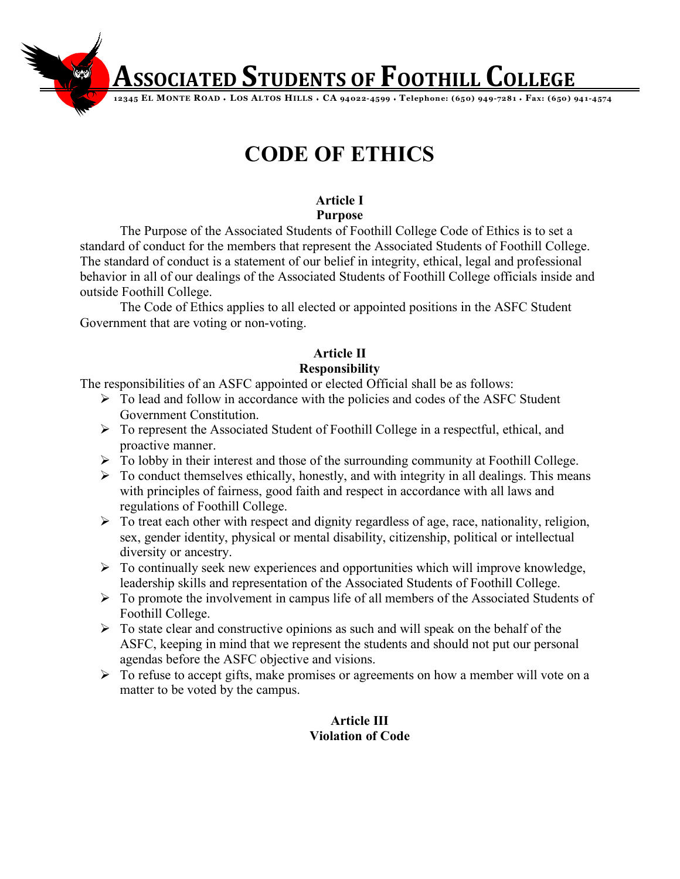# Associated Students of Foothill College

12345 El Monte Road • Los Altos Hills • CA 94022-4599 • Telephone: (650) 949-7281 • Fax: (650) 941-4574

# CODE OF ETHICS

## Article I
## Purpose

The Purpose of the Associated Students of Foothill College Code of Ethics is to set a standard of conduct for the members that represent the Associated Students of Foothill College. The standard of conduct is a statement of our belief in integrity, ethical, legal and professional behavior in all of our dealings of the Associated Students of Foothill College officials inside and outside Foothill College.

The Code of Ethics applies to all elected or appointed positions in the ASFC Student Government that are voting or non-voting.

## Article II
## Responsibility

The responsibilities of an ASFC appointed or elected Official shall be as follows:

- To lead and follow in accordance with the policies and codes of the ASFC Student Government Constitution.
- To represent the Associated Student of Foothill College in a respectful, ethical, and proactive manner.
- To lobby in their interest and those of the surrounding community at Foothill College.
- To conduct themselves ethically, honestly, and with integrity in all dealings. This means with principles of fairness, good faith and respect in accordance with all laws and regulations of Foothill College.
- To treat each other with respect and dignity regardless of age, race, nationality, religion, sex, gender identity, physical or mental disability, citizenship, political or intellectual diversity or ancestry.
- To continually seek new experiences and opportunities which will improve knowledge, leadership skills and representation of the Associated Students of Foothill College.
- To promote the involvement in campus life of all members of the Associated Students of Foothill College.
- To state clear and constructive opinions as such and will speak on the behalf of the ASFC, keeping in mind that we represent the students and should not put our personal agendas before the ASFC objective and visions.
- To refuse to accept gifts, make promises or agreements on how a member will vote on a matter to be voted by the campus.

## Article III
## Violation of Code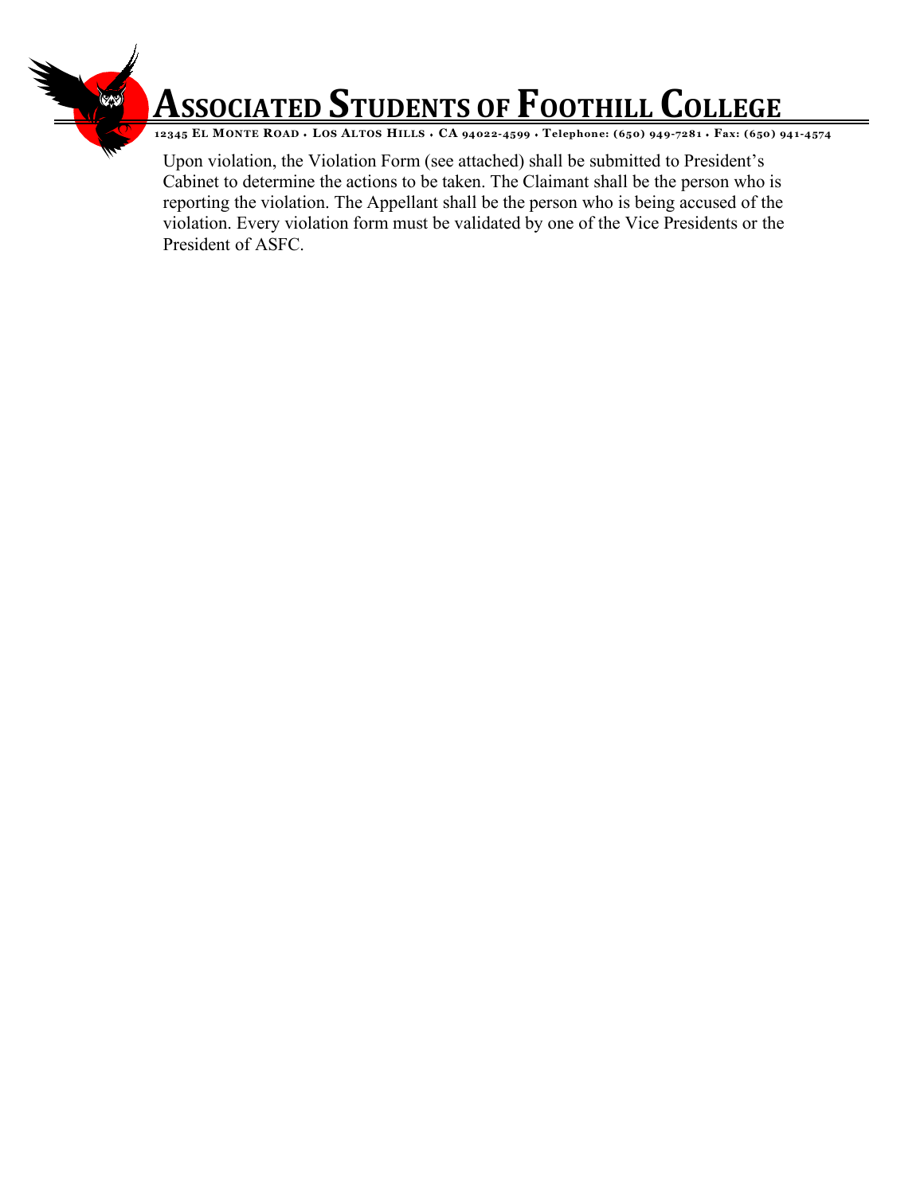Upon violation, the Violation Form (see attached) shall be submitted to President's Cabinet to determine the actions to be taken. The Claimant shall be the person who is reporting the violation. The Appellant shall be the person who is being accused of the violation. Every violation form must be validated by one of the Vice Presidents or the President of ASFC.